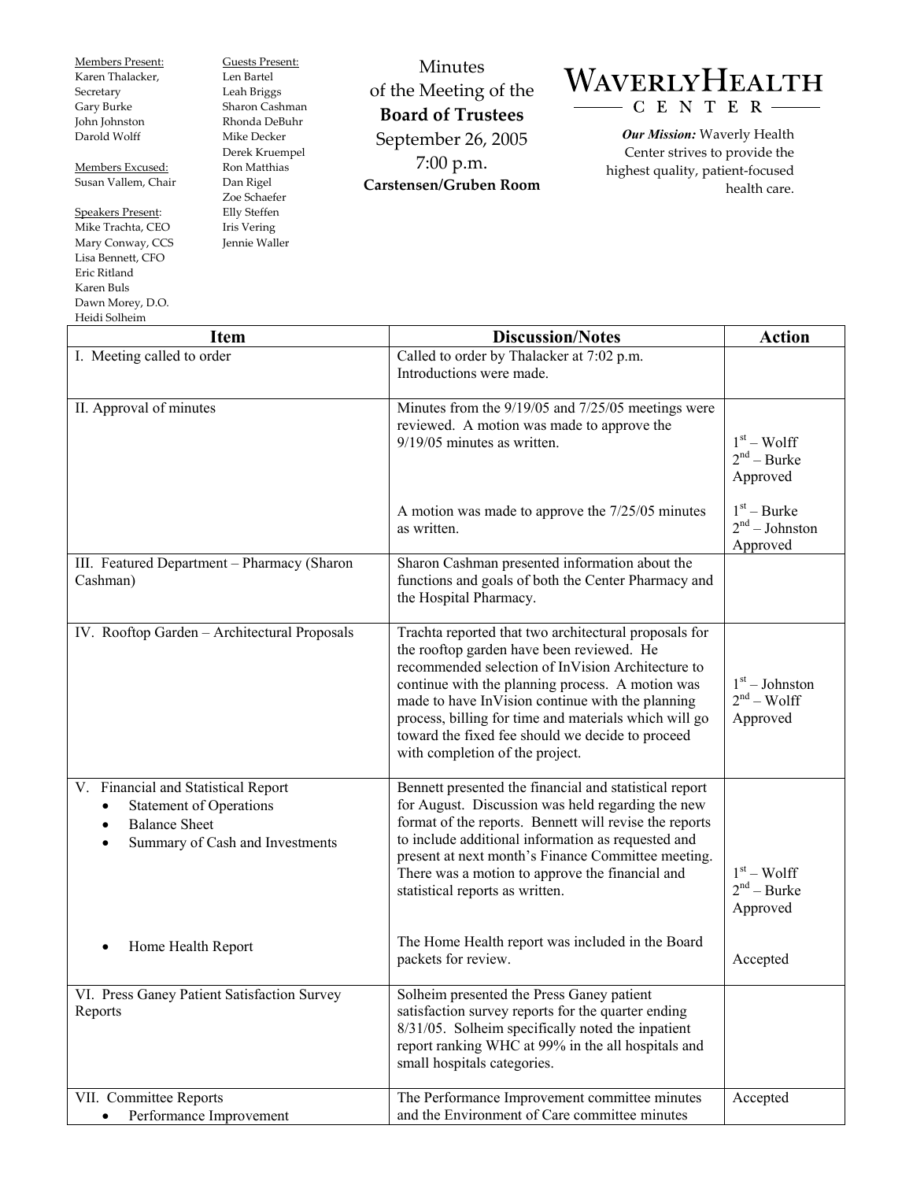Members Present:
Karen Thalacker, Secretary
Gary Burke
John Johnston
Darold Wolff

Members Excused:
Susan Vallem, Chair

Speakers Present:
Mike Trachta, CEO
Mary Conway, CCS
Lisa Bennett, CFO
Eric Ritland
Karen Buls
Dawn Morey, D.O.
Heidi Solheim

Guests Present:
Len Bartel
Leah Briggs
Sharon Cashman
Rhonda DeBuhr
Mike Decker
Derek Kruempel
Ron Matthias
Dan Rigel
Zoe Schaefer
Elly Steffen
Iris Vering
Jennie Waller

# Minutes of the Meeting of the **Board of Trustees**

September 26, 2005
7:00 p.m.
**Carstensen/Gruben Room**

**WAVERLY HEALTH CENTER**

***Our Mission:*** Waverly Health Center strives to provide the highest quality, patient-focused health care.

| Item | Discussion/Notes | Action |
|---|---|---|
| I. Meeting called to order | Called to order by Thalacker at 7:02 p.m. Introductions were made. | |
| II. Approval of minutes | Minutes from the 9/19/05 and 7/25/05 meetings were reviewed. A motion was made to approve the 9/19/05 minutes as written. | 1st – Wolff<br>2nd – Burke<br>Approved |
| | A motion was made to approve the 7/25/05 minutes as written. | 1st – Burke<br>2nd – Johnston<br>Approved |
| III. Featured Department – Pharmacy (Sharon Cashman) | Sharon Cashman presented information about the functions and goals of both the Center Pharmacy and the Hospital Pharmacy. | |
| IV. Rooftop Garden – Architectural Proposals | Trachta reported that two architectural proposals for the rooftop garden have been reviewed. He recommended selection of InVision Architecture to continue with the planning process. A motion was made to have InVision continue with the planning process, billing for time and materials which will go toward the fixed fee should we decide to proceed with completion of the project. | 1st – Johnston<br>2nd – Wolff<br>Approved |
| V. Financial and Statistical Report<br>• Statement of Operations<br>• Balance Sheet<br>• Summary of Cash and Investments | Bennett presented the financial and statistical report for August. Discussion was held regarding the new format of the reports. Bennett will revise the reports to include additional information as requested and present at next month's Finance Committee meeting. There was a motion to approve the financial and statistical reports as written. | 1st – Wolff<br>2nd – Burke<br>Approved |
| • Home Health Report | The Home Health report was included in the Board packets for review. | Accepted |
| VI. Press Ganey Patient Satisfaction Survey Reports | Solheim presented the Press Ganey patient satisfaction survey reports for the quarter ending 8/31/05. Solheim specifically noted the inpatient report ranking WHC at 99% in the all hospitals and small hospitals categories. | |
| VII. Committee Reports<br>• Performance Improvement | The Performance Improvement committee minutes and the Environment of Care committee minutes | Accepted |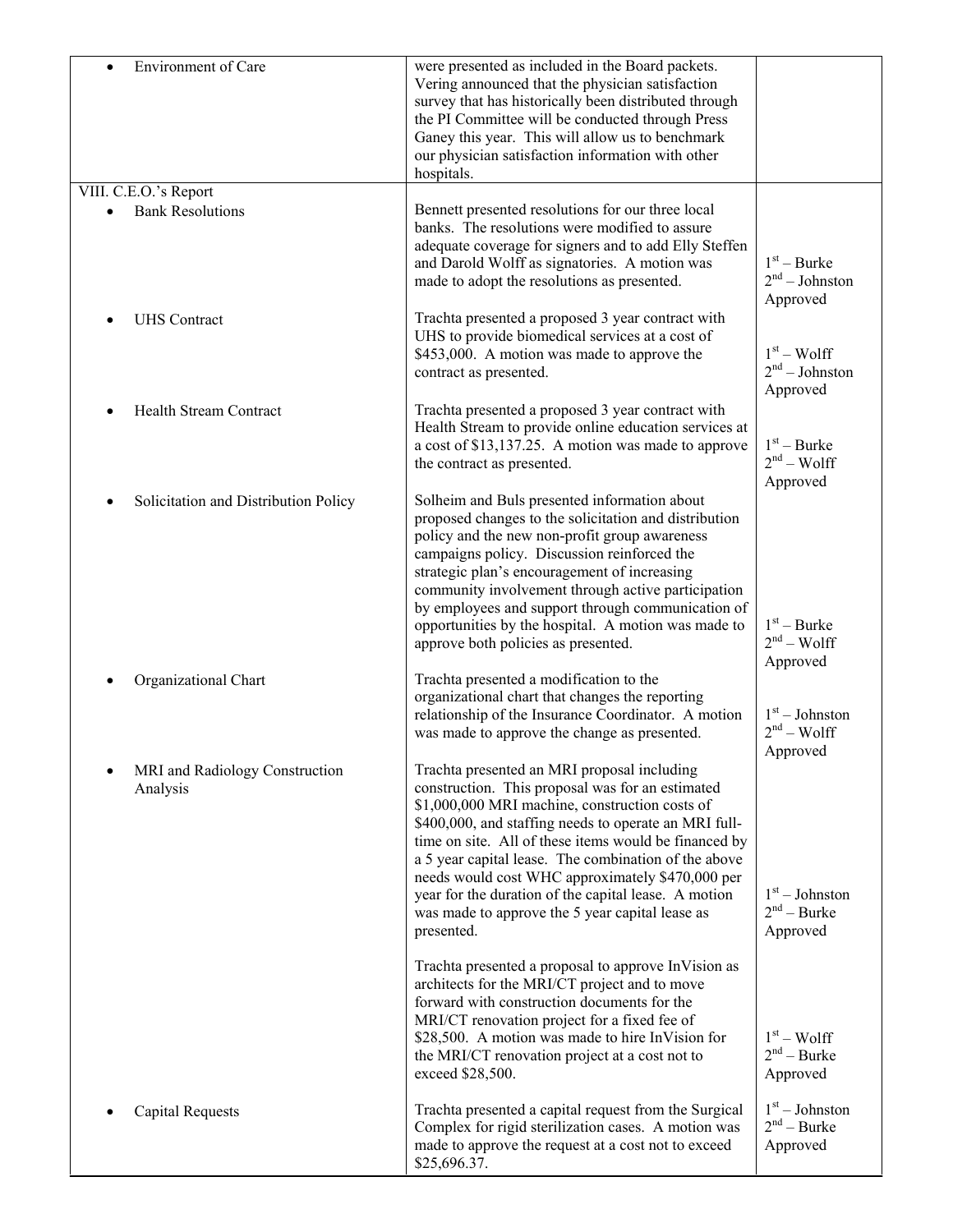| | | |
|---|---|---|
| • Environment of Care | were presented as included in the Board packets. Vering announced that the physician satisfaction survey that has historically been distributed through the PI Committee will be conducted through Press Ganey this year. This will allow us to benchmark our physician satisfaction information with other hospitals. | |
| VIII. C.E.O.'s Report | | |
| • Bank Resolutions | Bennett presented resolutions for our three local banks. The resolutions were modified to assure adequate coverage for signers and to add Elly Steffen and Darold Wolff as signatories. A motion was made to adopt the resolutions as presented. | 1st – Burke<br>2nd – Johnston<br>Approved |
| • UHS Contract | Trachta presented a proposed 3 year contract with UHS to provide biomedical services at a cost of $453,000. A motion was made to approve the contract as presented. | 1st – Wolff<br>2nd – Johnston<br>Approved |
| • Health Stream Contract | Trachta presented a proposed 3 year contract with Health Stream to provide online education services at a cost of $13,137.25. A motion was made to approve the contract as presented. | 1st – Burke<br>2nd – Wolff<br>Approved |
| • Solicitation and Distribution Policy | Solheim and Buls presented information about proposed changes to the solicitation and distribution policy and the new non-profit group awareness campaigns policy. Discussion reinforced the strategic plan's encouragement of increasing community involvement through active participation by employees and support through communication of opportunities by the hospital. A motion was made to approve both policies as presented. | 1st – Burke<br>2nd – Wolff<br>Approved |
| • Organizational Chart | Trachta presented a modification to the organizational chart that changes the reporting relationship of the Insurance Coordinator. A motion was made to approve the change as presented. | 1st – Johnston<br>2nd – Wolff<br>Approved |
| • MRI and Radiology Construction Analysis | Trachta presented an MRI proposal including construction. This proposal was for an estimated $1,000,000 MRI machine, construction costs of $400,000, and staffing needs to operate an MRI full-time on site. All of these items would be financed by a 5 year capital lease. The combination of the above needs would cost WHC approximately $470,000 per year for the duration of the capital lease. A motion was made to approve the 5 year capital lease as presented. | 1st – Johnston<br>2nd – Burke<br>Approved |
| | Trachta presented a proposal to approve InVision as architects for the MRI/CT project and to move forward with construction documents for the MRI/CT renovation project for a fixed fee of $28,500. A motion was made to hire InVision for the MRI/CT renovation project at a cost not to exceed $28,500. | 1st – Wolff<br>2nd – Burke<br>Approved |
| • Capital Requests | Trachta presented a capital request from the Surgical Complex for rigid sterilization cases. A motion was made to approve the request at a cost not to exceed $25,696.37. | 1st – Johnston<br>2nd – Burke<br>Approved |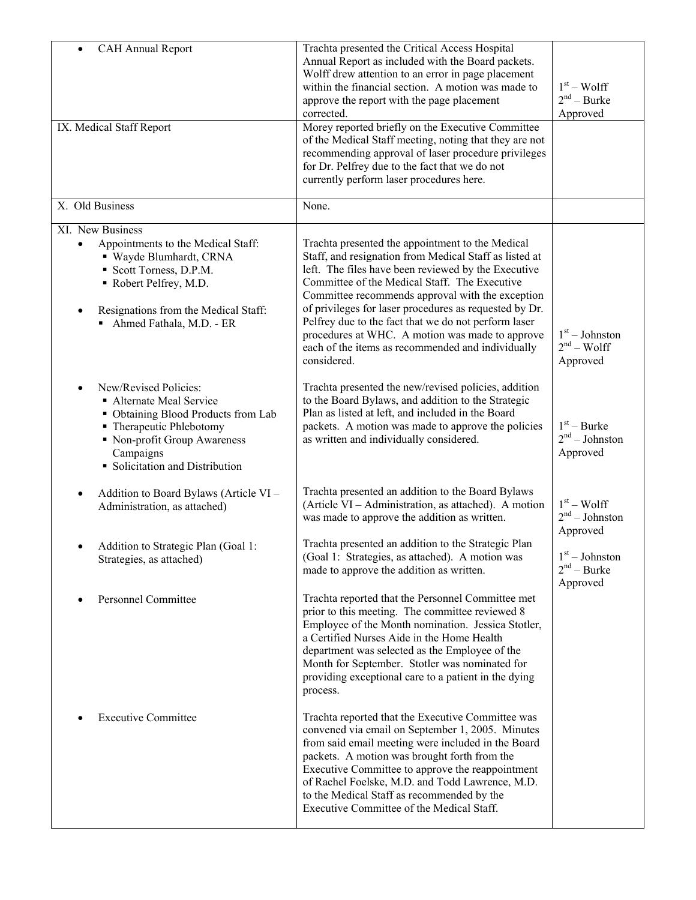| | | |
|---|---|---|
| • CAH Annual Report | Trachta presented the Critical Access Hospital Annual Report as included with the Board packets. Wolff drew attention to an error in page placement within the financial section. A motion was made to approve the report with the page placement corrected. | 1st – Wolff<br>2nd – Burke<br>Approved |
| IX. Medical Staff Report | Morey reported briefly on the Executive Committee of the Medical Staff meeting, noting that they are not recommending approval of laser procedure privileges for Dr. Pelfrey due to the fact that we do not currently perform laser procedures here. | |
| X. Old Business | None. | |
| XI. New Business<br>• Appointments to the Medical Staff:<br>▪ Wayde Blumhardt, CRNA<br>▪ Scott Torness, D.P.M.<br>▪ Robert Pelfrey, M.D.<br><br>• Resignations from the Medical Staff:<br>▪ Ahmed Fathala, M.D. - ER | Trachta presented the appointment to the Medical Staff, and resignation from Medical Staff as listed at left. The files have been reviewed by the Executive Committee of the Medical Staff. The Executive Committee recommends approval with the exception of privileges for laser procedures as requested by Dr. Pelfrey due to the fact that we do not perform laser procedures at WHC. A motion was made to approve each of the items as recommended and individually considered. | 1st – Johnston<br>2nd – Wolff<br>Approved |
| • New/Revised Policies:<br>▪ Alternate Meal Service<br>▪ Obtaining Blood Products from Lab<br>▪ Therapeutic Phlebotomy<br>▪ Non-profit Group Awareness Campaigns<br>▪ Solicitation and Distribution | Trachta presented the new/revised policies, addition to the Board Bylaws, and addition to the Strategic Plan as listed at left, and included in the Board packets. A motion was made to approve the policies as written and individually considered. | 1st – Burke<br>2nd – Johnston<br>Approved |
| • Addition to Board Bylaws (Article VI – Administration, as attached) | Trachta presented an addition to the Board Bylaws (Article VI – Administration, as attached). A motion was made to approve the addition as written. | 1st – Wolff<br>2nd – Johnston<br>Approved |
| • Addition to Strategic Plan (Goal 1: Strategies, as attached) | Trachta presented an addition to the Strategic Plan (Goal 1: Strategies, as attached). A motion was made to approve the addition as written. | 1st – Johnston<br>2nd – Burke<br>Approved |
| • Personnel Committee | Trachta reported that the Personnel Committee met prior to this meeting. The committee reviewed 8 Employee of the Month nomination. Jessica Stotler, a Certified Nurses Aide in the Home Health department was selected as the Employee of the Month for September. Stotler was nominated for providing exceptional care to a patient in the dying process. | |
| • Executive Committee | Trachta reported that the Executive Committee was convened via email on September 1, 2005. Minutes from said email meeting were included in the Board packets. A motion was brought forth from the Executive Committee to approve the reappointment of Rachel Foelske, M.D. and Todd Lawrence, M.D. to the Medical Staff as recommended by the Executive Committee of the Medical Staff. | |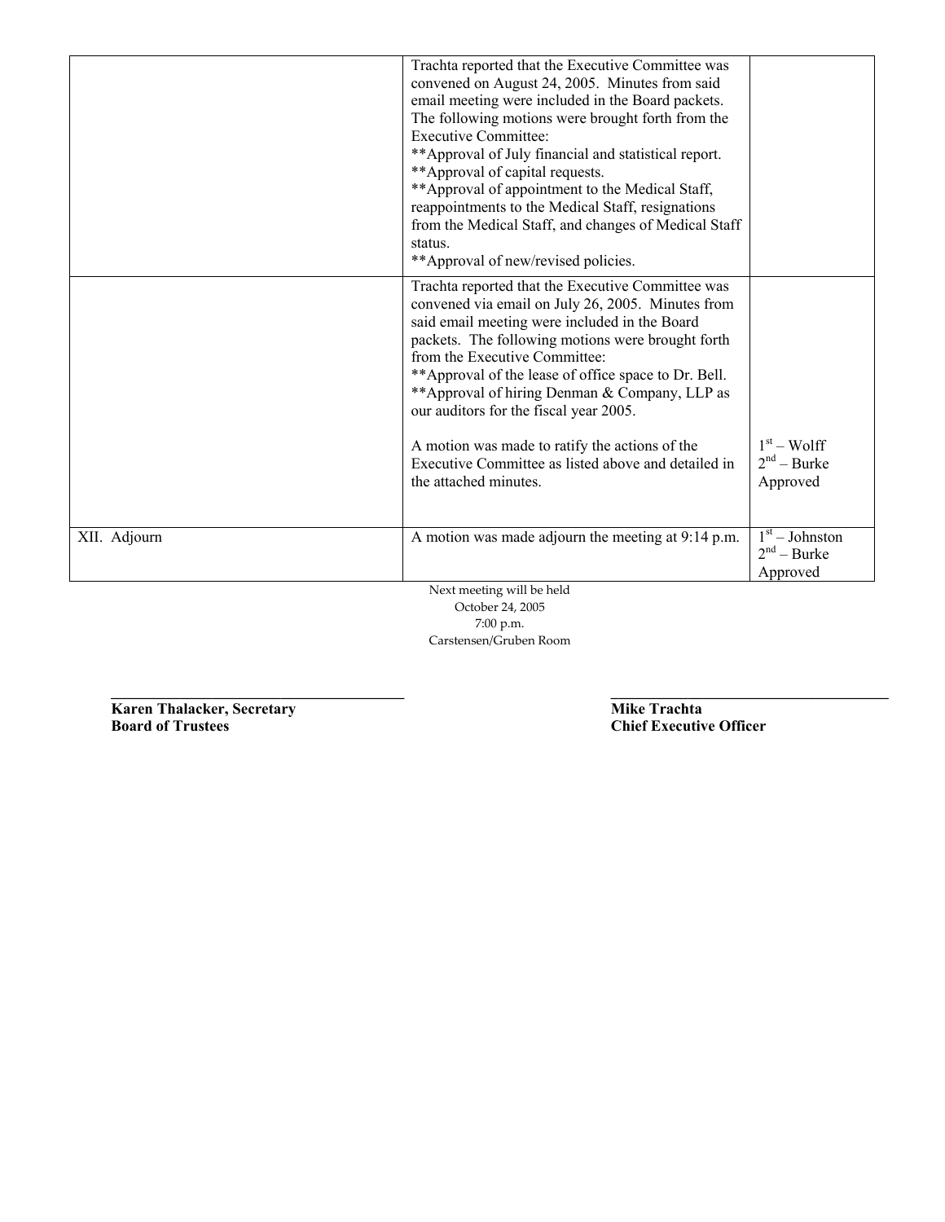| | | |
|---|---|---|
| | Trachta reported that the Executive Committee was convened on August 24, 2005. Minutes from said email meeting were included in the Board packets. The following motions were brought forth from the Executive Committee:<br>**Approval of July financial and statistical report.<br>**Approval of capital requests.<br>**Approval of appointment to the Medical Staff, reappointments to the Medical Staff, resignations from the Medical Staff, and changes of Medical Staff status.<br>**Approval of new/revised policies. | |
| | Trachta reported that the Executive Committee was convened via email on July 26, 2005. Minutes from said email meeting were included in the Board packets. The following motions were brought forth from the Executive Committee:<br>**Approval of the lease of office space to Dr. Bell.<br>**Approval of hiring Denman & Company, LLP as our auditors for the fiscal year 2005.<br><br>A motion was made to ratify the actions of the Executive Committee as listed above and detailed in the attached minutes. | 1st – Wolff<br>2nd – Burke<br>Approved |
| XII. Adjourn | A motion was made adjourn the meeting at 9:14 p.m. | 1st – Johnston<br>2nd – Burke<br>Approved |

Next meeting will be held
October 24, 2005
7:00 p.m.
Carstensen/Gruben Room

**Karen Thalacker, Secretary**
**Board of Trustees**

**Mike Trachta**
**Chief Executive Officer**